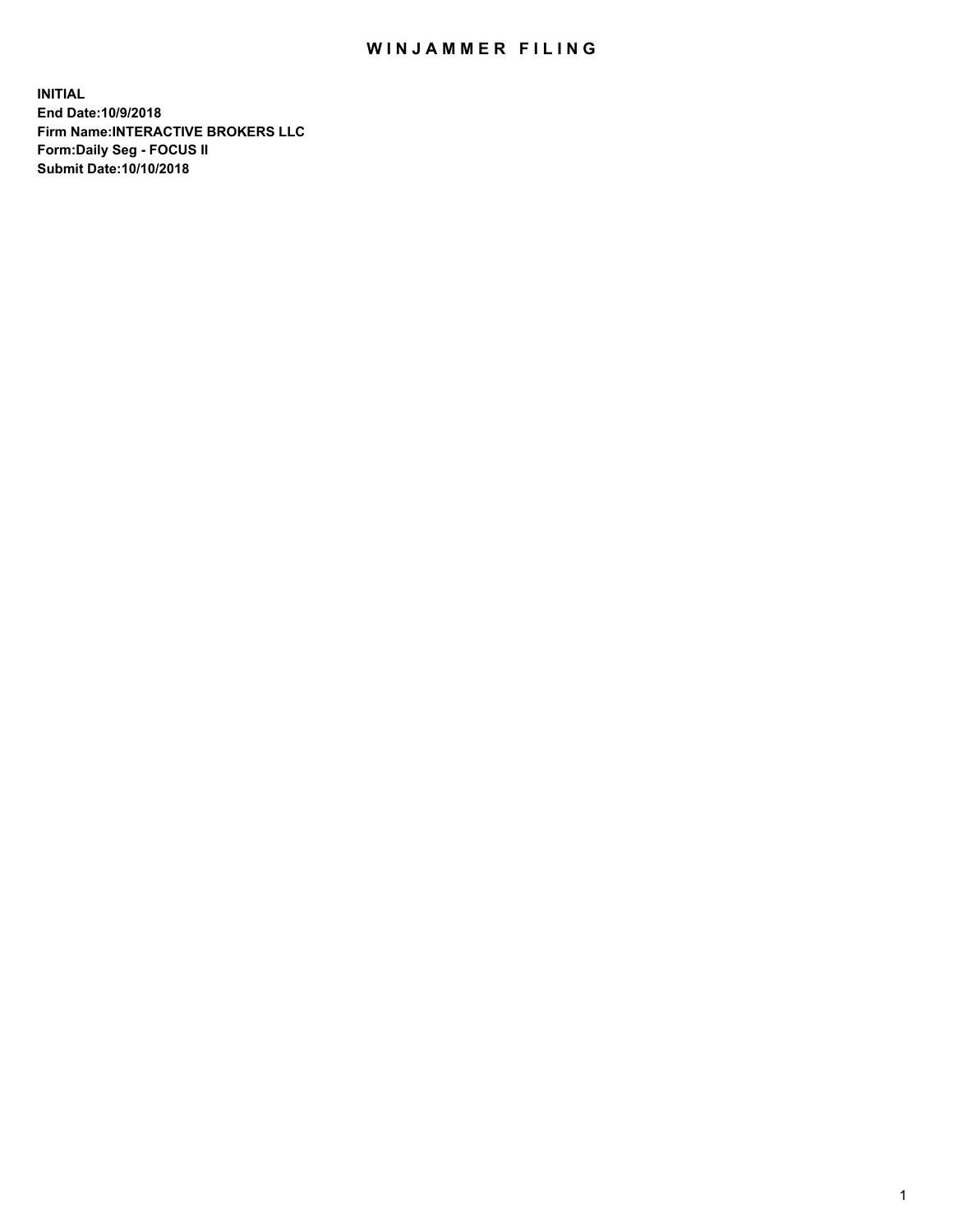# WINJAMMER FILING

**INITIAL**
**End Date:10/9/2018**
**Firm Name:INTERACTIVE BROKERS LLC**
**Form:Daily Seg - FOCUS II**
**Submit Date:10/10/2018**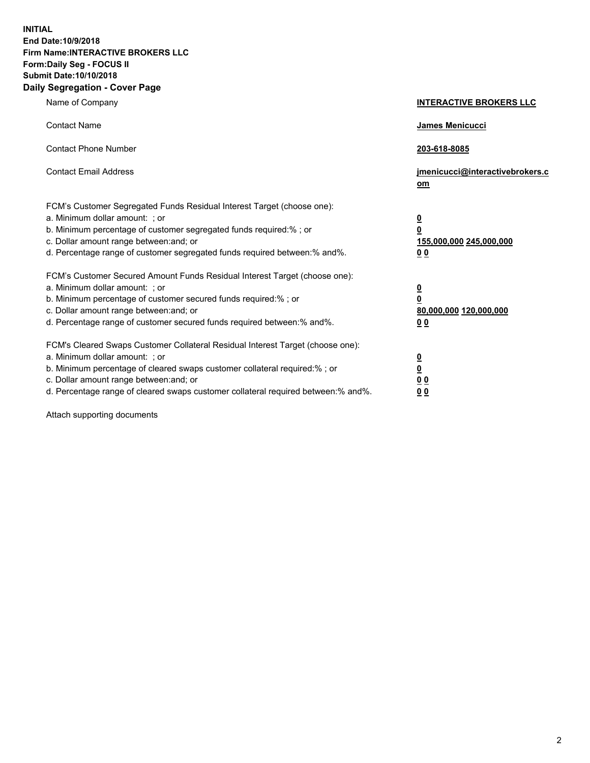**INITIAL**
**End Date:10/9/2018**
**Firm Name:INTERACTIVE BROKERS LLC**
**Form:Daily Seg - FOCUS II**
**Submit Date:10/10/2018**
**Daily Segregation - Cover Page**

| | |
|---|---|
| Name of Company | **INTERACTIVE BROKERS LLC** |
| Contact Name | **James Menicucci** |
| Contact Phone Number | **203-618-8085** |
| Contact Email Address | **jmenicucci@interactivebrokers.com** |
| FCM's Customer Segregated Funds Residual Interest Target (choose one): | |
| a. Minimum dollar amount: ; or | **0** |
| b. Minimum percentage of customer segregated funds required:% ; or | **0** |
| c. Dollar amount range between:and; or | **155,000,000 245,000,000** |
| d. Percentage range of customer segregated funds required between:% and%. | **0 0** |
| FCM's Customer Secured Amount Funds Residual Interest Target (choose one): | |
| a. Minimum dollar amount: ; or | **0** |
| b. Minimum percentage of customer secured funds required:% ; or | **0** |
| c. Dollar amount range between:and; or | **80,000,000 120,000,000** |
| d. Percentage range of customer secured funds required between:% and%. | **0 0** |
| FCM's Cleared Swaps Customer Collateral Residual Interest Target (choose one): | |
| a. Minimum dollar amount: ; or | **0** |
| b. Minimum percentage of cleared swaps customer collateral required:% ; or | **0** |
| c. Dollar amount range between:and; or | **0 0** |
| d. Percentage range of cleared swaps customer collateral required between:% and%. | **0 0** |

Attach supporting documents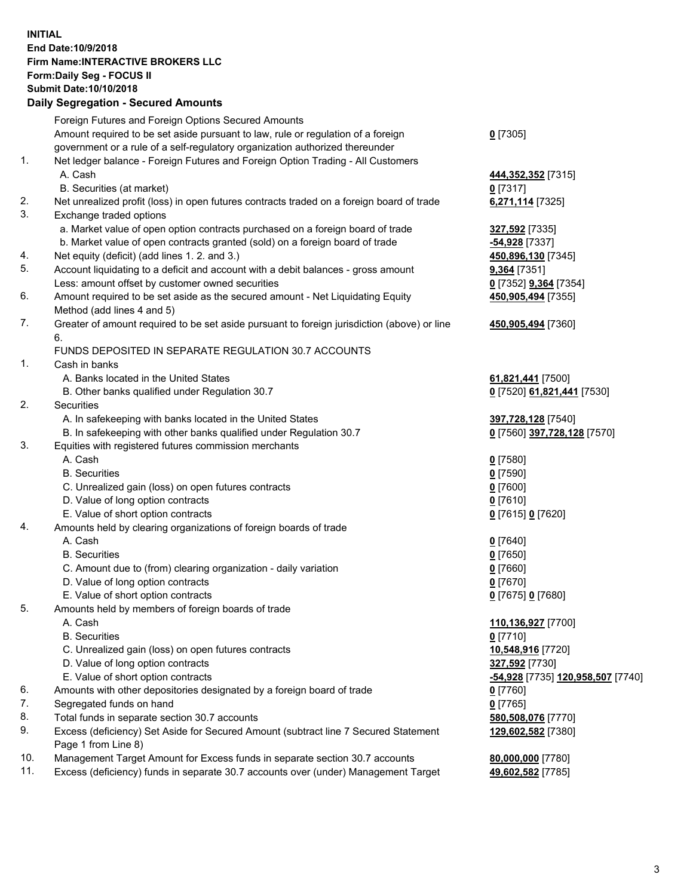**INITIAL**
**End Date:10/9/2018**
**Firm Name:INTERACTIVE BROKERS LLC**
**Form:Daily Seg - FOCUS II**
**Submit Date:10/10/2018**

## Daily Segregation - Secured Amounts

| | | |
|---|---|---|
| | Foreign Futures and Foreign Options Secured Amounts | |
| | Amount required to be set aside pursuant to law, rule or regulation of a foreign government or a rule of a self-regulatory organization authorized thereunder | **0** [7305] |
| 1. | Net ledger balance - Foreign Futures and Foreign Option Trading - All Customers | |
| | A. Cash | **444,352,352** [7315] |
| | B. Securities (at market) | **0** [7317] |
| 2. | Net unrealized profit (loss) in open futures contracts traded on a foreign board of trade | **6,271,114** [7325] |
| 3. | Exchange traded options | |
| | a. Market value of open option contracts purchased on a foreign board of trade | **327,592** [7335] |
| | b. Market value of open contracts granted (sold) on a foreign board of trade | **-54,928** [7337] |
| 4. | Net equity (deficit) (add lines 1. 2. and 3.) | **450,896,130** [7345] |
| 5. | Account liquidating to a deficit and account with a debit balances - gross amount | **9,364** [7351] |
| | Less: amount offset by customer owned securities | **0** [7352] **9,364** [7354] |
| 6. | Amount required to be set aside as the secured amount - Net Liquidating Equity Method (add lines 4 and 5) | **450,905,494** [7355] |
| 7. | Greater of amount required to be set aside pursuant to foreign jurisdiction (above) or line 6. | **450,905,494** [7360] |
| | FUNDS DEPOSITED IN SEPARATE REGULATION 30.7 ACCOUNTS | |
| 1. | Cash in banks | |
| | A. Banks located in the United States | **61,821,441** [7500] |
| | B. Other banks qualified under Regulation 30.7 | **0** [7520] **61,821,441** [7530] |
| 2. | Securities | |
| | A. In safekeeping with banks located in the United States | **397,728,128** [7540] |
| | B. In safekeeping with other banks qualified under Regulation 30.7 | **0** [7560] **397,728,128** [7570] |
| 3. | Equities with registered futures commission merchants | |
| | A. Cash | **0** [7580] |
| | B. Securities | **0** [7590] |
| | C. Unrealized gain (loss) on open futures contracts | **0** [7600] |
| | D. Value of long option contracts | **0** [7610] |
| | E. Value of short option contracts | **0** [7615] **0** [7620] |
| 4. | Amounts held by clearing organizations of foreign boards of trade | |
| | A. Cash | **0** [7640] |
| | B. Securities | **0** [7650] |
| | C. Amount due to (from) clearing organization - daily variation | **0** [7660] |
| | D. Value of long option contracts | **0** [7670] |
| | E. Value of short option contracts | **0** [7675] **0** [7680] |
| 5. | Amounts held by members of foreign boards of trade | |
| | A. Cash | **110,136,927** [7700] |
| | B. Securities | **0** [7710] |
| | C. Unrealized gain (loss) on open futures contracts | **10,548,916** [7720] |
| | D. Value of long option contracts | **327,592** [7730] |
| | E. Value of short option contracts | **-54,928** [7735] **120,958,507** [7740] |
| 6. | Amounts with other depositories designated by a foreign board of trade | **0** [7760] |
| 7. | Segregated funds on hand | **0** [7765] |
| 8. | Total funds in separate section 30.7 accounts | **580,508,076** [7770] |
| 9. | Excess (deficiency) Set Aside for Secured Amount (subtract line 7 Secured Statement Page 1 from Line 8) | **129,602,582** [7380] |
| 10. | Management Target Amount for Excess funds in separate section 30.7 accounts | **80,000,000** [7780] |
| 11. | Excess (deficiency) funds in separate 30.7 accounts over (under) Management Target | **49,602,582** [7785] |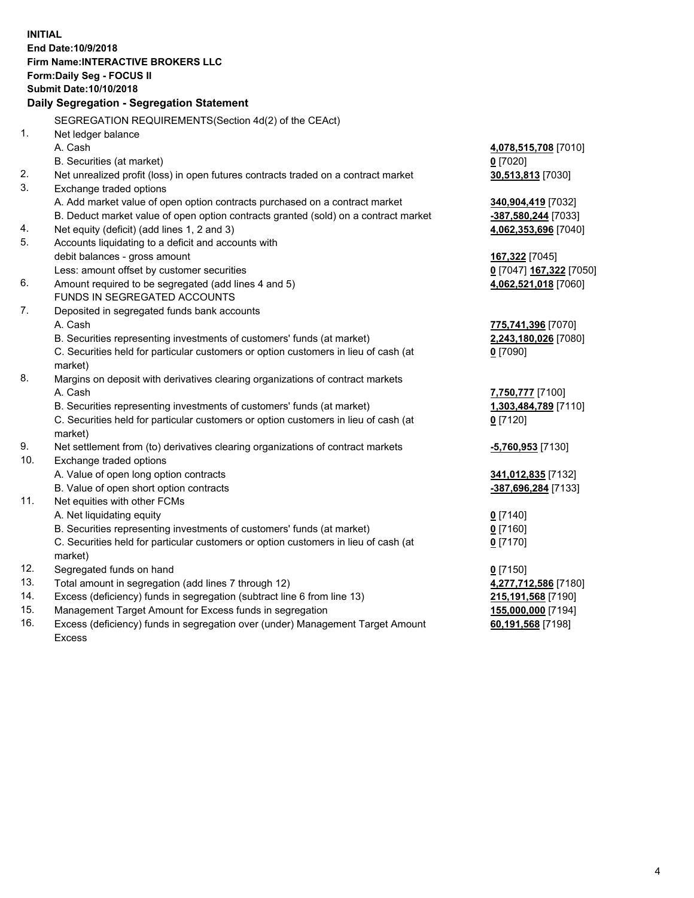**INITIAL**
**End Date:10/9/2018**
**Firm Name:INTERACTIVE BROKERS LLC**
**Form:Daily Seg - FOCUS II**
**Submit Date:10/10/2018**

## Daily Segregation - Segregation Statement

SEGREGATION REQUIREMENTS(Section 4d(2) of the CEAct)

| | | |
|---|---|---|
| 1. | Net ledger balance | |
| | A. Cash | **4,078,515,708** [7010] |
| | B. Securities (at market) | **0** [7020] |
| 2. | Net unrealized profit (loss) in open futures contracts traded on a contract market | **30,513,813** [7030] |
| 3. | Exchange traded options | |
| | A. Add market value of open option contracts purchased on a contract market | **340,904,419** [7032] |
| | B. Deduct market value of open option contracts granted (sold) on a contract market | **-387,580,244** [7033] |
| 4. | Net equity (deficit) (add lines 1, 2 and 3) | **4,062,353,696** [7040] |
| 5. | Accounts liquidating to a deficit and accounts with debit balances - gross amount | **167,322** [7045] |
| | Less: amount offset by customer securities | **0** [7047] **167,322** [7050] |
| 6. | Amount required to be segregated (add lines 4 and 5) | **4,062,521,018** [7060] |
| | FUNDS IN SEGREGATED ACCOUNTS | |
| 7. | Deposited in segregated funds bank accounts | |
| | A. Cash | **775,741,396** [7070] |
| | B. Securities representing investments of customers' funds (at market) | **2,243,180,026** [7080] |
| | C. Securities held for particular customers or option customers in lieu of cash (at market) | **0** [7090] |
| 8. | Margins on deposit with derivatives clearing organizations of contract markets | |
| | A. Cash | **7,750,777** [7100] |
| | B. Securities representing investments of customers' funds (at market) | **1,303,484,789** [7110] |
| | C. Securities held for particular customers or option customers in lieu of cash (at market) | **0** [7120] |
| 9. | Net settlement from (to) derivatives clearing organizations of contract markets | **-5,760,953** [7130] |
| 10. | Exchange traded options | |
| | A. Value of open long option contracts | **341,012,835** [7132] |
| | B. Value of open short option contracts | **-387,696,284** [7133] |
| 11. | Net equities with other FCMs | |
| | A. Net liquidating equity | **0** [7140] |
| | B. Securities representing investments of customers' funds (at market) | **0** [7160] |
| | C. Securities held for particular customers or option customers in lieu of cash (at market) | **0** [7170] |
| 12. | Segregated funds on hand | **0** [7150] |
| 13. | Total amount in segregation (add lines 7 through 12) | **4,277,712,586** [7180] |
| 14. | Excess (deficiency) funds in segregation (subtract line 6 from line 13) | **215,191,568** [7190] |
| 15. | Management Target Amount for Excess funds in segregation | **155,000,000** [7194] |
| 16. | Excess (deficiency) funds in segregation over (under) Management Target Amount Excess | **60,191,568** [7198] |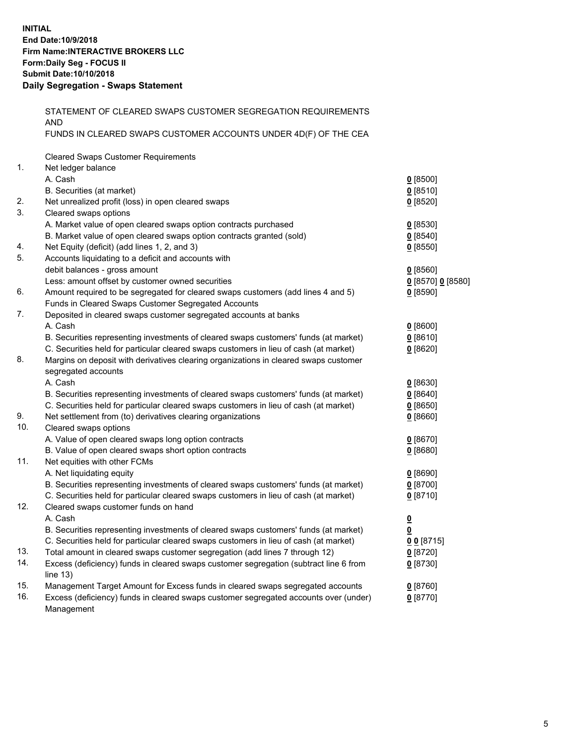**INITIAL**
**End Date:10/9/2018**
**Firm Name:INTERACTIVE BROKERS LLC**
**Form:Daily Seg - FOCUS II**
**Submit Date:10/10/2018**
**Daily Segregation - Swaps Statement**

STATEMENT OF CLEARED SWAPS CUSTOMER SEGREGATION REQUIREMENTS AND FUNDS IN CLEARED SWAPS CUSTOMER ACCOUNTS UNDER 4D(F) OF THE CEA

| | | |
|---|---|---|
| | Cleared Swaps Customer Requirements | |
| 1. | Net ledger balance | |
| | A. Cash | 0 [8500] |
| | B. Securities (at market) | 0 [8510] |
| 2. | Net unrealized profit (loss) in open cleared swaps | 0 [8520] |
| 3. | Cleared swaps options | |
| | A. Market value of open cleared swaps option contracts purchased | 0 [8530] |
| | B. Market value of open cleared swaps option contracts granted (sold) | 0 [8540] |
| 4. | Net Equity (deficit) (add lines 1, 2, and 3) | 0 [8550] |
| 5. | Accounts liquidating to a deficit and accounts with debit balances - gross amount | 0 [8560] |
| | Less: amount offset by customer owned securities | 0 [8570] 0 [8580] |
| 6. | Amount required to be segregated for cleared swaps customers (add lines 4 and 5) | 0 [8590] |
| | Funds in Cleared Swaps Customer Segregated Accounts | |
| 7. | Deposited in cleared swaps customer segregated accounts at banks | |
| | A. Cash | 0 [8600] |
| | B. Securities representing investments of cleared swaps customers' funds (at market) | 0 [8610] |
| | C. Securities held for particular cleared swaps customers in lieu of cash (at market) | 0 [8620] |
| 8. | Margins on deposit with derivatives clearing organizations in cleared swaps customer segregated accounts | |
| | A. Cash | 0 [8630] |
| | B. Securities representing investments of cleared swaps customers' funds (at market) | 0 [8640] |
| | C. Securities held for particular cleared swaps customers in lieu of cash (at market) | 0 [8650] |
| 9. | Net settlement from (to) derivatives clearing organizations | 0 [8660] |
| 10. | Cleared swaps options | |
| | A. Value of open cleared swaps long option contracts | 0 [8670] |
| | B. Value of open cleared swaps short option contracts | 0 [8680] |
| 11. | Net equities with other FCMs | |
| | A. Net liquidating equity | 0 [8690] |
| | B. Securities representing investments of cleared swaps customers' funds (at market) | 0 [8700] |
| | C. Securities held for particular cleared swaps customers in lieu of cash (at market) | 0 [8710] |
| 12. | Cleared swaps customer funds on hand | |
| | A. Cash | 0 |
| | B. Securities representing investments of cleared swaps customers' funds (at market) | 0 |
| | C. Securities held for particular cleared swaps customers in lieu of cash (at market) | 0 0 [8715] |
| 13. | Total amount in cleared swaps customer segregation (add lines 7 through 12) | 0 [8720] |
| 14. | Excess (deficiency) funds in cleared swaps customer segregation (subtract line 6 from line 13) | 0 [8730] |
| 15. | Management Target Amount for Excess funds in cleared swaps segregated accounts | 0 [8760] |
| 16. | Excess (deficiency) funds in cleared swaps customer segregated accounts over (under) Management | 0 [8770] |